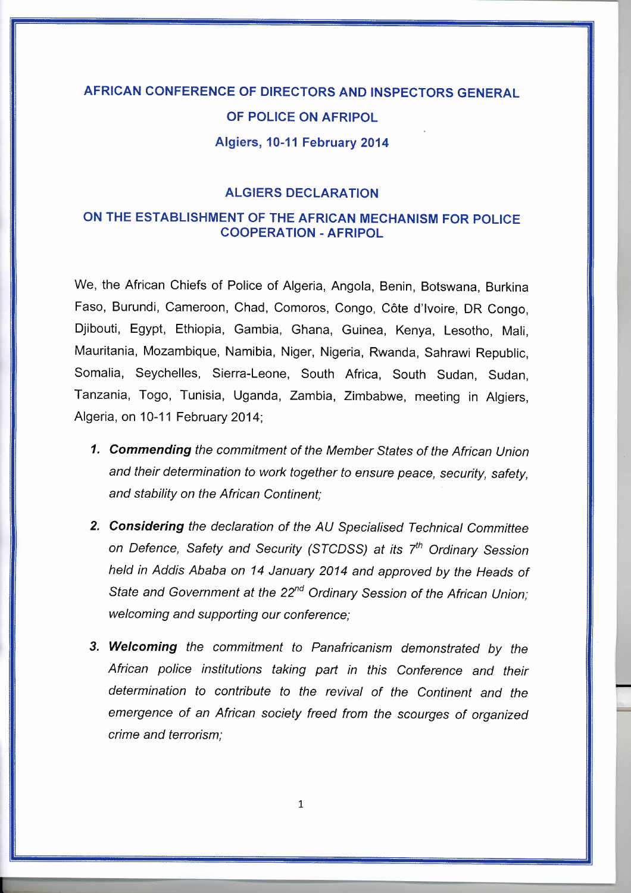# AFRICAN CONFERENCE OF DIRECTORS AND INSPECTORS GENERAL OF POLICE ON AFRIPOL

**Algiers, 10-11 February 2014**

## ALGIERS DECLARATION

## ON THE ESTABLISHMENT OF THE AFRICAN MECHANISM FOR POLICE COOPERATION - AFRIPOL

We, the African Chiefs of Police of Algeria, Angola, Benin, Botswana, Burkina Faso, Burundi, Cameroon, Chad, Comoros, Congo, Côte d'Ivoire, DR Congo, Djibouti, Egypt, Ethiopia, Gambia, Ghana, Guinea, Kenya, Lesotho, Mali, Mauritania, Mozambique, Namibia, Niger, Nigeria, Rwanda, Sahrawi Republic, Somalia, Seychelles, Sierra-Leone, South Africa, South Sudan, Sudan, Tanzania, Togo, Tunisia, Uganda, Zambia, Zimbabwe, meeting in Algiers, Algeria, on 10-11 February 2014;

1. ***Commending*** *the commitment of the Member States of the African Union and their determination to work together to ensure peace, security, safety, and stability on the African Continent;*

2. ***Considering*** *the declaration of the AU Specialised Technical Committee on Defence, Safety and Security (STCDSS) at its 7th Ordinary Session held in Addis Ababa on 14 January 2014 and approved by the Heads of State and Government at the 22nd Ordinary Session of the African Union; welcoming and supporting our conference;*

3. ***Welcoming*** *the commitment to Panafricanism demonstrated by the African police institutions taking part in this Conference and their determination to contribute to the revival of the Continent and the emergence of an African society freed from the scourges of organized crime and terrorism;*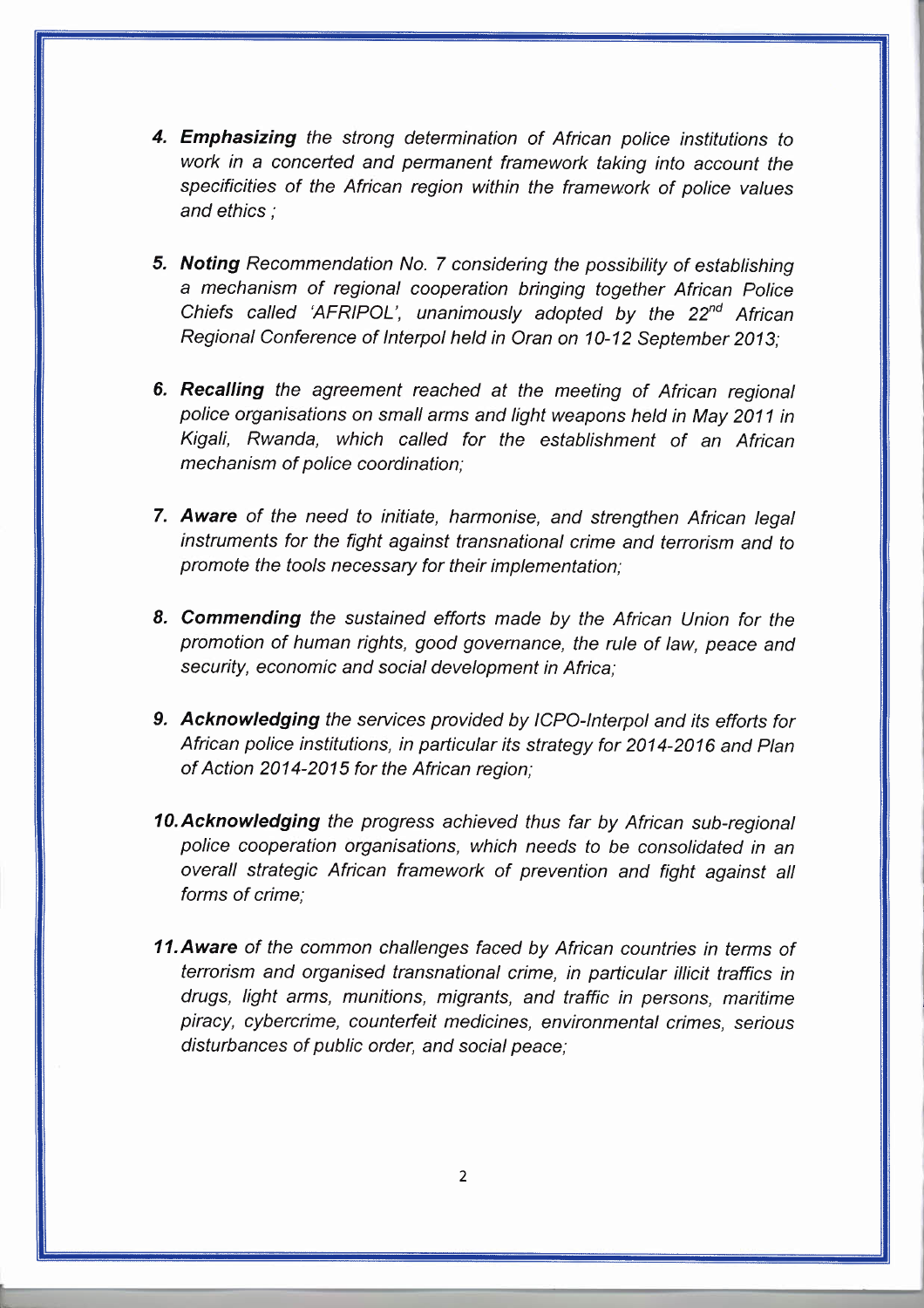4. ***Emphasizing*** *the strong determination of African police institutions to work in a concerted and permanent framework taking into account the specificities of the African region within the framework of police values and ethics ;*

5. ***Noting*** *Recommendation No. 7 considering the possibility of establishing a mechanism of regional cooperation bringing together African Police Chiefs called 'AFRIPOL', unanimously adopted by the 22nd African Regional Conference of Interpol held in Oran on 10-12 September 2013;*

6. ***Recalling*** *the agreement reached at the meeting of African regional police organisations on small arms and light weapons held in May 2011 in Kigali, Rwanda, which called for the establishment of an African mechanism of police coordination;*

7. ***Aware*** *of the need to initiate, harmonise, and strengthen African legal instruments for the fight against transnational crime and terrorism and to promote the tools necessary for their implementation;*

8. ***Commending*** *the sustained efforts made by the African Union for the promotion of human rights, good governance, the rule of law, peace and security, economic and social development in Africa;*

9. ***Acknowledging*** *the services provided by ICPO-Interpol and its efforts for African police institutions, in particular its strategy for 2014-2016 and Plan of Action 2014-2015 for the African region;*

10. ***Acknowledging*** *the progress achieved thus far by African sub-regional police cooperation organisations, which needs to be consolidated in an overall strategic African framework of prevention and fight against all forms of crime;*

11. ***Aware*** *of the common challenges faced by African countries in terms of terrorism and organised transnational crime, in particular illicit traffics in drugs, light arms, munitions, migrants, and traffic in persons, maritime piracy, cybercrime, counterfeit medicines, environmental crimes, serious disturbances of public order, and social peace;*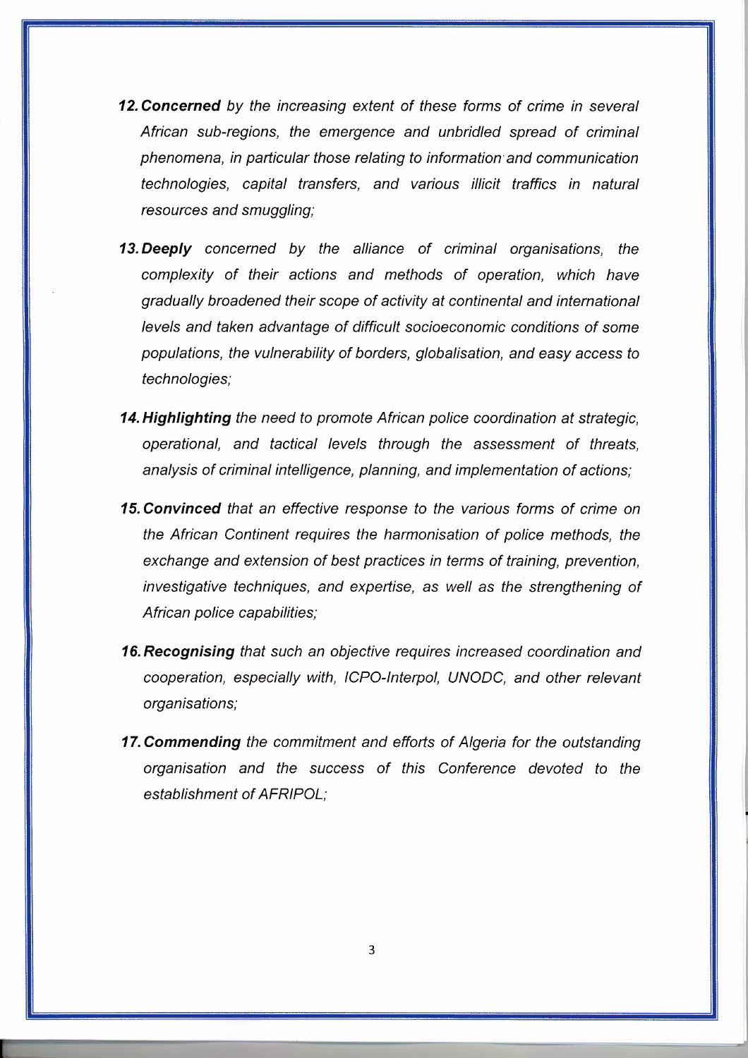12. ***Concerned*** *by the increasing extent of these forms of crime in several African sub-regions, the emergence and unbridled spread of criminal phenomena, in particular those relating to information and communication technologies, capital transfers, and various illicit traffics in natural resources and smuggling;*

13. ***Deeply*** *concerned by the alliance of criminal organisations, the complexity of their actions and methods of operation, which have gradually broadened their scope of activity at continental and international levels and taken advantage of difficult socioeconomic conditions of some populations, the vulnerability of borders, globalisation, and easy access to technologies;*

14. ***Highlighting*** *the need to promote African police coordination at strategic, operational, and tactical levels through the assessment of threats, analysis of criminal intelligence, planning, and implementation of actions;*

15. ***Convinced*** *that an effective response to the various forms of crime on the African Continent requires the harmonisation of police methods, the exchange and extension of best practices in terms of training, prevention, investigative techniques, and expertise, as well as the strengthening of African police capabilities;*

16. ***Recognising*** *that such an objective requires increased coordination and cooperation, especially with, ICPO-Interpol, UNODC, and other relevant organisations;*

17. ***Commending*** *the commitment and efforts of Algeria for the outstanding organisation and the success of this Conference devoted to the establishment of AFRIPOL;*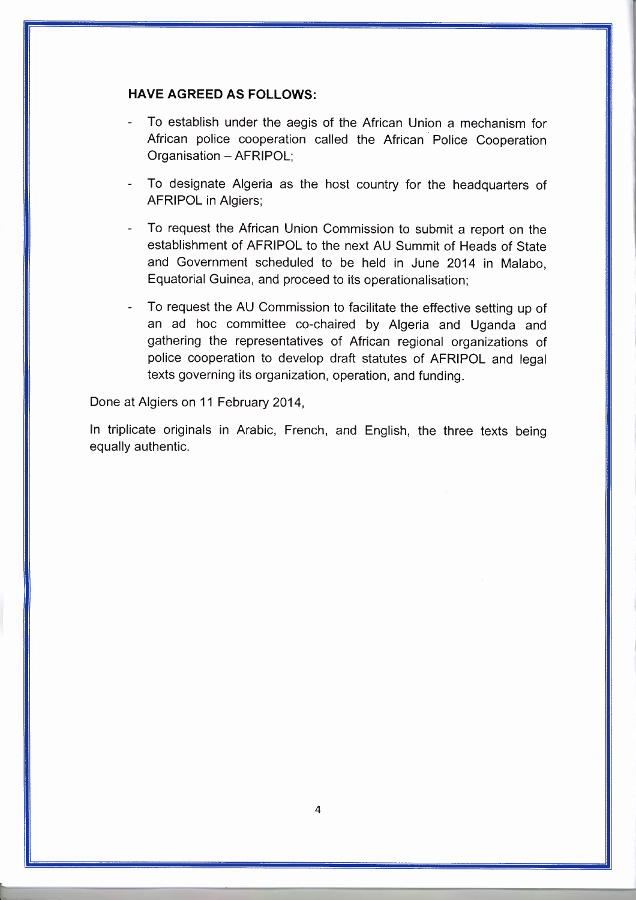**HAVE AGREED AS FOLLOWS:**

- To establish under the aegis of the African Union a mechanism for African police cooperation called the African Police Cooperation Organisation – AFRIPOL;
- To designate Algeria as the host country for the headquarters of AFRIPOL in Algiers;
- To request the African Union Commission to submit a report on the establishment of AFRIPOL to the next AU Summit of Heads of State and Government scheduled to be held in June 2014 in Malabo, Equatorial Guinea, and proceed to its operationalisation;
- To request the AU Commission to facilitate the effective setting up of an ad hoc committee co-chaired by Algeria and Uganda and gathering the representatives of African regional organizations of police cooperation to develop draft statutes of AFRIPOL and legal texts governing its organization, operation, and funding.

Done at Algiers on 11 February 2014,

In triplicate originals in Arabic, French, and English, the three texts being equally authentic.